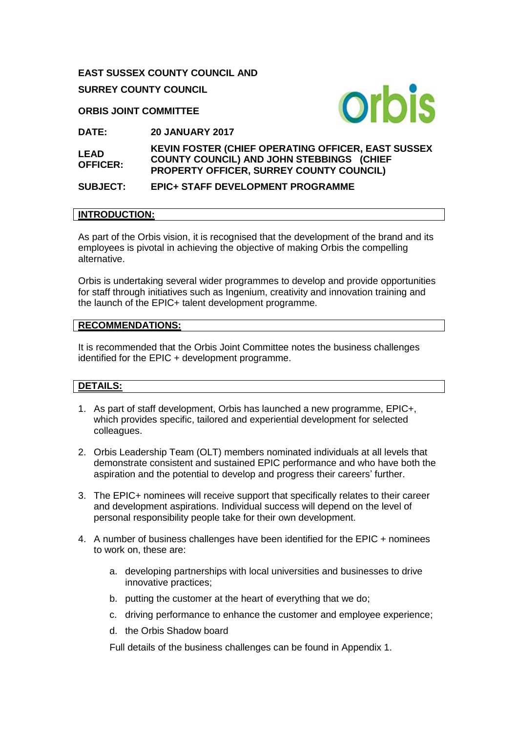**EAST SUSSEX COUNTY COUNCIL AND**

**SURREY COUNTY COUNCIL**

**ORBIS JOINT COMMITTEE**

| | |
|---|---|
| **DATE:** | **20 JANUARY 2017** |
| **LEAD OFFICER:** | **KEVIN FOSTER (CHIEF OPERATING OFFICER, EAST SUSSEX COUNTY COUNCIL) AND JOHN STEBBINGS (CHIEF PROPERTY OFFICER, SURREY COUNTY COUNCIL)** |
| **SUBJECT:** | **EPIC+ STAFF DEVELOPMENT PROGRAMME** |

## INTRODUCTION:

As part of the Orbis vision, it is recognised that the development of the brand and its employees is pivotal in achieving the objective of making Orbis the compelling alternative.

Orbis is undertaking several wider programmes to develop and provide opportunities for staff through initiatives such as Ingenium, creativity and innovation training and the launch of the EPIC+ talent development programme.

## RECOMMENDATIONS:

It is recommended that the Orbis Joint Committee notes the business challenges identified for the EPIC + development programme.

## DETAILS:

1. As part of staff development, Orbis has launched a new programme, EPIC+, which provides specific, tailored and experiential development for selected colleagues.

2. Orbis Leadership Team (OLT) members nominated individuals at all levels that demonstrate consistent and sustained EPIC performance and who have both the aspiration and the potential to develop and progress their careers' further.

3. The EPIC+ nominees will receive support that specifically relates to their career and development aspirations. Individual success will depend on the level of personal responsibility people take for their own development.

4. A number of business challenges have been identified for the EPIC + nominees to work on, these are:

    a. developing partnerships with local universities and businesses to drive innovative practices;

    b. putting the customer at the heart of everything that we do;

    c. driving performance to enhance the customer and employee experience;

    d. the Orbis Shadow board

    Full details of the business challenges can be found in Appendix 1.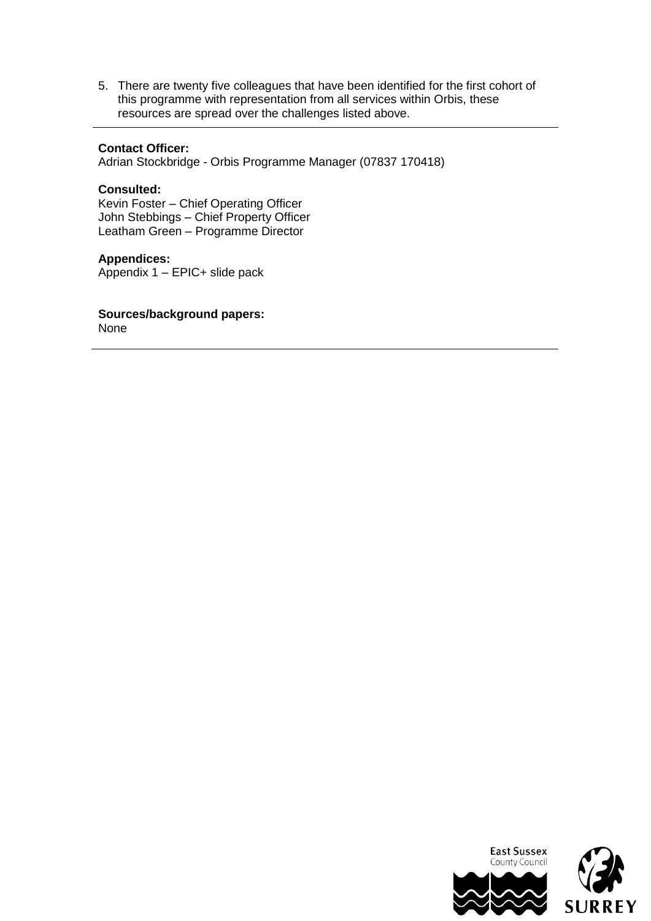5. There are twenty five colleagues that have been identified for the first cohort of this programme with representation from all services within Orbis, these resources are spread over the challenges listed above.

---

**Contact Officer:**
Adrian Stockbridge - Orbis Programme Manager (07837 170418)

**Consulted:**
Kevin Foster – Chief Operating Officer
John Stebbings – Chief Property Officer
Leatham Green – Programme Director

**Appendices:**
Appendix 1 – EPIC+ slide pack

**Sources/background papers:**
None

---